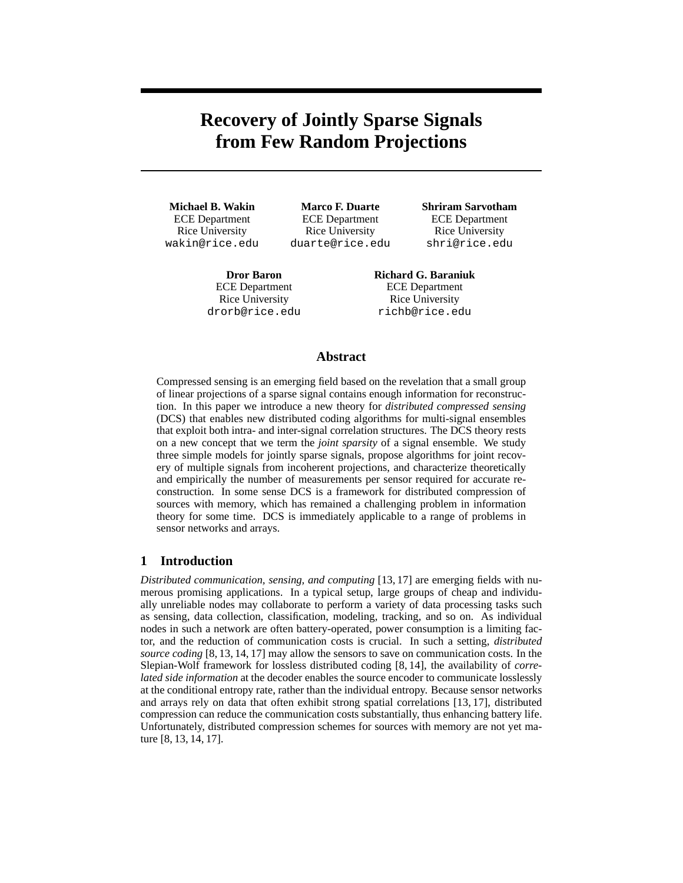# Recovery of Jointly Sparse Signals from Few Random Projections

**Michael B. Wakin**
ECE Department
Rice University
wakin@rice.edu

**Marco F. Duarte**
ECE Department
Rice University
duarte@rice.edu

**Shriram Sarvotham**
ECE Department
Rice University
shri@rice.edu

**Dror Baron**
ECE Department
Rice University
drorb@rice.edu

**Richard G. Baraniuk**
ECE Department
Rice University
richb@rice.edu

## Abstract

Compressed sensing is an emerging field based on the revelation that a small group of linear projections of a sparse signal contains enough information for reconstruction. In this paper we introduce a new theory for *distributed compressed sensing* (DCS) that enables new distributed coding algorithms for multi-signal ensembles that exploit both intra- and inter-signal correlation structures. The DCS theory rests on a new concept that we term the *joint sparsity* of a signal ensemble. We study three simple models for jointly sparse signals, propose algorithms for joint recovery of multiple signals from incoherent projections, and characterize theoretically and empirically the number of measurements per sensor required for accurate reconstruction. In some sense DCS is a framework for distributed compression of sources with memory, which has remained a challenging problem in information theory for some time. DCS is immediately applicable to a range of problems in sensor networks and arrays.

## 1 Introduction

*Distributed communication, sensing, and computing* [13, 17] are emerging fields with numerous promising applications. In a typical setup, large groups of cheap and individually unreliable nodes may collaborate to perform a variety of data processing tasks such as sensing, data collection, classification, modeling, tracking, and so on. As individual nodes in such a network are often battery-operated, power consumption is a limiting factor, and the reduction of communication costs is crucial. In such a setting, *distributed source coding* [8, 13, 14, 17] may allow the sensors to save on communication costs. In the Slepian-Wolf framework for lossless distributed coding [8, 14], the availability of *correlated side information* at the decoder enables the source encoder to communicate losslessly at the conditional entropy rate, rather than the individual entropy. Because sensor networks and arrays rely on data that often exhibit strong spatial correlations [13, 17], distributed compression can reduce the communication costs substantially, thus enhancing battery life. Unfortunately, distributed compression schemes for sources with memory are not yet mature [8, 13, 14, 17].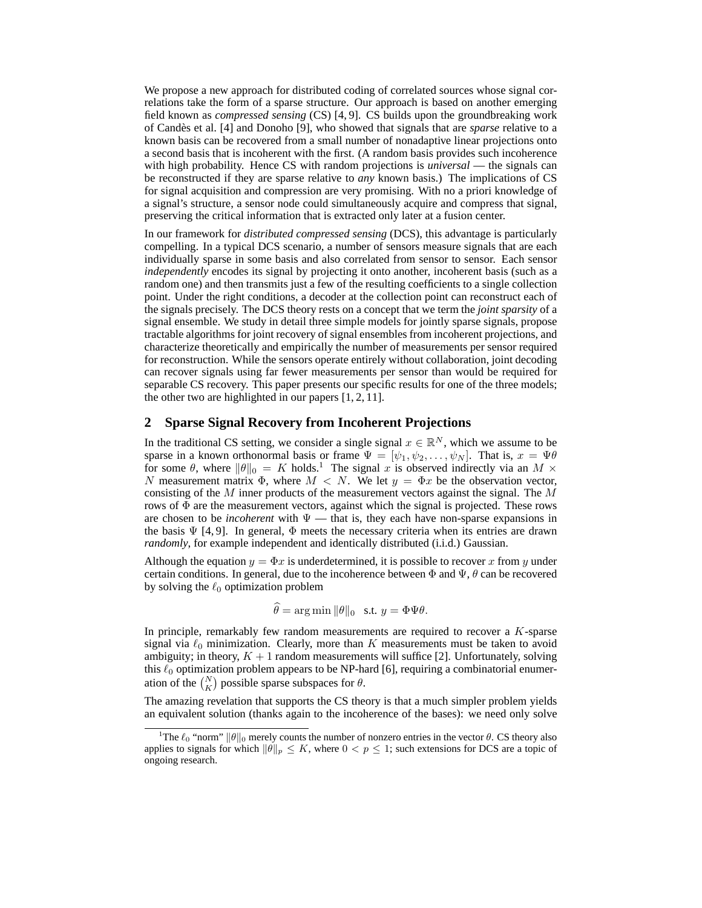We propose a new approach for distributed coding of correlated sources whose signal correlations take the form of a sparse structure. Our approach is based on another emerging field known as *compressed sensing* (CS) [4, 9]. CS builds upon the groundbreaking work of Candès et al. [4] and Donoho [9], who showed that signals that are *sparse* relative to a known basis can be recovered from a small number of nonadaptive linear projections onto a second basis that is incoherent with the first. (A random basis provides such incoherence with high probability. Hence CS with random projections is *universal* — the signals can be reconstructed if they are sparse relative to *any* known basis.) The implications of CS for signal acquisition and compression are very promising. With no a priori knowledge of a signal's structure, a sensor node could simultaneously acquire and compress that signal, preserving the critical information that is extracted only later at a fusion center.

In our framework for *distributed compressed sensing* (DCS), this advantage is particularly compelling. In a typical DCS scenario, a number of sensors measure signals that are each individually sparse in some basis and also correlated from sensor to sensor. Each sensor *independently* encodes its signal by projecting it onto another, incoherent basis (such as a random one) and then transmits just a few of the resulting coefficients to a single collection point. Under the right conditions, a decoder at the collection point can reconstruct each of the signals precisely. The DCS theory rests on a concept that we term the *joint sparsity* of a signal ensemble. We study in detail three simple models for jointly sparse signals, propose tractable algorithms for joint recovery of signal ensembles from incoherent projections, and characterize theoretically and empirically the number of measurements per sensor required for reconstruction. While the sensors operate entirely without collaboration, joint decoding can recover signals using far fewer measurements per sensor than would be required for separable CS recovery. This paper presents our specific results for one of the three models; the other two are highlighted in our papers [1, 2, 11].

## 2 Sparse Signal Recovery from Incoherent Projections

In the traditional CS setting, we consider a single signal $x \in \mathbb{R}^N$, which we assume to be sparse in a known orthonormal basis or frame $\Psi = [\psi_1, \psi_2, \ldots, \psi_N]$. That is, $x = \Psi\theta$ for some $\theta$, where $\|\theta\|_0 = K$ holds.[1] The signal $x$ is observed indirectly via an $M \times N$ measurement matrix $\Phi$, where $M < N$. We let $y = \Phi x$ be the observation vector, consisting of the $M$ inner products of the measurement vectors against the signal. The $M$ rows of $\Phi$ are the measurement vectors, against which the signal is projected. These rows are chosen to be *incoherent* with $\Psi$ — that is, they each have non-sparse expansions in the basis $\Psi$ [4, 9]. In general, $\Phi$ meets the necessary criteria when its entries are drawn *randomly*, for example independent and identically distributed (i.i.d.) Gaussian.

Although the equation $y = \Phi x$ is underdetermined, it is possible to recover $x$ from $y$ under certain conditions. In general, due to the incoherence between $\Phi$ and $\Psi$, $\theta$ can be recovered by solving the $\ell_0$ optimization problem

$$\widehat{\theta} = \arg\min \|\theta\|_0 \quad \text{s.t. } y = \Phi\Psi\theta.$$

In principle, remarkably few random measurements are required to recover a $K$-sparse signal via $\ell_0$ minimization. Clearly, more than $K$ measurements must be taken to avoid ambiguity; in theory, $K + 1$ random measurements will suffice [2]. Unfortunately, solving this $\ell_0$ optimization problem appears to be NP-hard [6], requiring a combinatorial enumeration of the $\binom{N}{K}$ possible sparse subspaces for $\theta$.

The amazing revelation that supports the CS theory is that a much simpler problem yields an equivalent solution (thanks again to the incoherence of the bases): we need only solve

---

[1] The $\ell_0$ "norm" $\|\theta\|_0$ merely counts the number of nonzero entries in the vector $\theta$. CS theory also applies to signals for which $\|\theta\|_p \leq K$, where $0 < p \leq 1$; such extensions for DCS are a topic of ongoing research.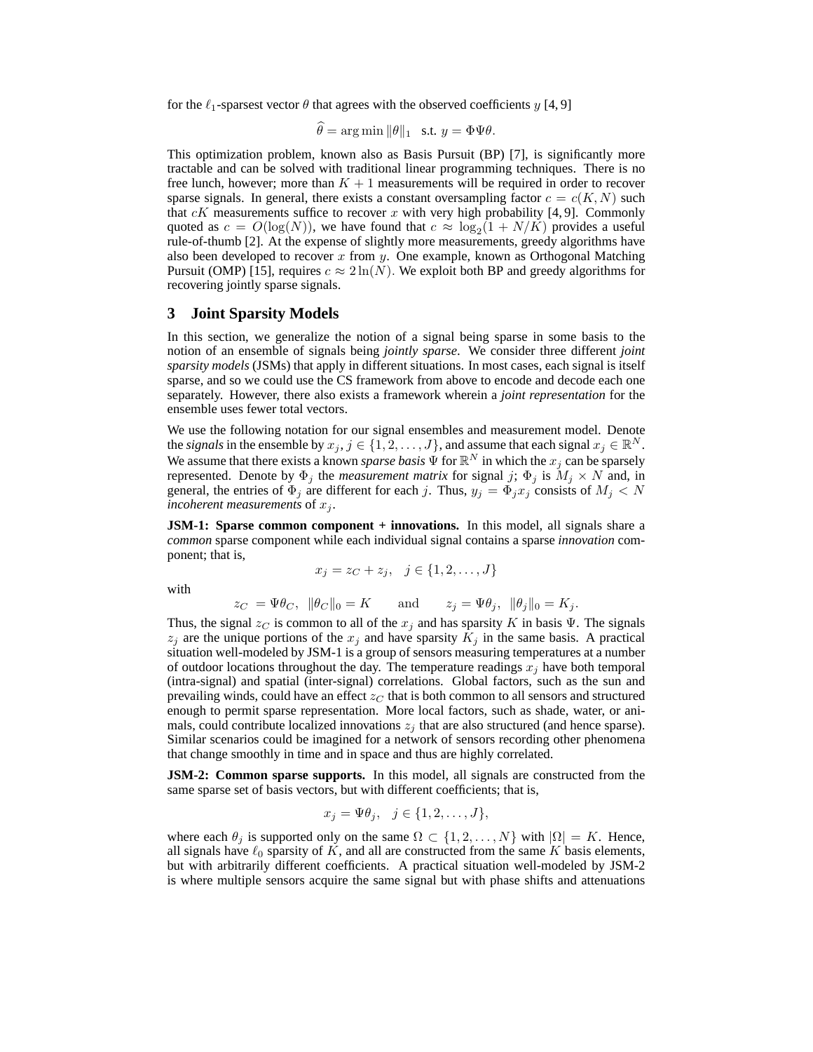for the $\ell_1$-sparsest vector $\theta$ that agrees with the observed coefficients $y$ [4, 9]

$$\widehat{\theta} = \arg\min \|\theta\|_1 \quad \text{s.t. } y = \Phi\Psi\theta.$$

This optimization problem, known also as Basis Pursuit (BP) [7], is significantly more tractable and can be solved with traditional linear programming techniques. There is no free lunch, however; more than $K+1$ measurements will be required in order to recover sparse signals. In general, there exists a constant oversampling factor $c = c(K, N)$ such that $cK$ measurements suffice to recover $x$ with very high probability [4, 9]. Commonly quoted as $c = O(\log(N))$, we have found that $c \approx \log_2(1 + N/K)$ provides a useful rule-of-thumb [2]. At the expense of slightly more measurements, greedy algorithms have also been developed to recover $x$ from $y$. One example, known as Orthogonal Matching Pursuit (OMP) [15], requires $c \approx 2\ln(N)$. We exploit both BP and greedy algorithms for recovering jointly sparse signals.

## 3 Joint Sparsity Models

In this section, we generalize the notion of a signal being sparse in some basis to the notion of an ensemble of signals being *jointly sparse*. We consider three different *joint sparsity models* (JSMs) that apply in different situations. In most cases, each signal is itself sparse, and so we could use the CS framework from above to encode and decode each one separately. However, there also exists a framework wherein a *joint representation* for the ensemble uses fewer total vectors.

We use the following notation for our signal ensembles and measurement model. Denote the *signals* in the ensemble by $x_j$, $j \in \{1, 2, \ldots, J\}$, and assume that each signal $x_j \in \mathbb{R}^N$. We assume that there exists a known *sparse basis* $\Psi$ for $\mathbb{R}^N$ in which the $x_j$ can be sparsely represented. Denote by $\Phi_j$ the *measurement matrix* for signal $j$; $\Phi_j$ is $M_j \times N$ and, in general, the entries of $\Phi_j$ are different for each $j$. Thus, $y_j = \Phi_j x_j$ consists of $M_j < N$ *incoherent measurements* of $x_j$.

**JSM-1: Sparse common component + innovations.** In this model, all signals share a *common* sparse component while each individual signal contains a sparse *innovation* component; that is,

$$x_j = z_C + z_j, \quad j \in \{1, 2, \ldots, J\}$$

with

$$z_C = \Psi\theta_C, \;\; \|\theta_C\|_0 = K \qquad \text{and} \qquad z_j = \Psi\theta_j, \;\; \|\theta_j\|_0 = K_j.$$

Thus, the signal $z_C$ is common to all of the $x_j$ and has sparsity $K$ in basis $\Psi$. The signals $z_j$ are the unique portions of the $x_j$ and have sparsity $K_j$ in the same basis. A practical situation well-modeled by JSM-1 is a group of sensors measuring temperatures at a number of outdoor locations throughout the day. The temperature readings $x_j$ have both temporal (intra-signal) and spatial (inter-signal) correlations. Global factors, such as the sun and prevailing winds, could have an effect $z_C$ that is both common to all sensors and structured enough to permit sparse representation. More local factors, such as shade, water, or animals, could contribute localized innovations $z_j$ that are also structured (and hence sparse). Similar scenarios could be imagined for a network of sensors recording other phenomena that change smoothly in time and in space and thus are highly correlated.

**JSM-2: Common sparse supports.** In this model, all signals are constructed from the same sparse set of basis vectors, but with different coefficients; that is,

$$x_j = \Psi\theta_j, \quad j \in \{1, 2, \ldots, J\},$$

where each $\theta_j$ is supported only on the same $\Omega \subset \{1, 2, \ldots, N\}$ with $|\Omega| = K$. Hence, all signals have $\ell_0$ sparsity of $K$, and all are constructed from the same $K$ basis elements, but with arbitrarily different coefficients. A practical situation well-modeled by JSM-2 is where multiple sensors acquire the same signal but with phase shifts and attenuations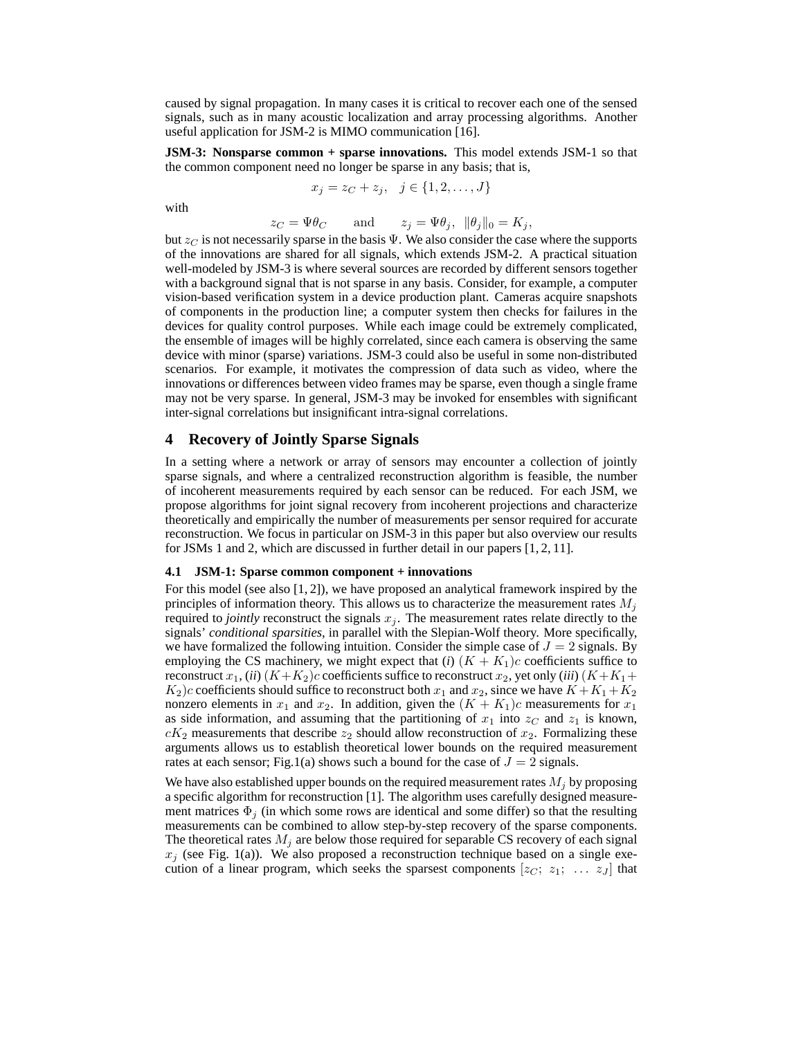caused by signal propagation. In many cases it is critical to recover each one of the sensed signals, such as in many acoustic localization and array processing algorithms. Another useful application for JSM-2 is MIMO communication [16].

**JSM-3: Nonsparse common + sparse innovations.** This model extends JSM-1 so that the common component need no longer be sparse in any basis; that is,

$$x_j = z_C + z_j, \quad j \in \{1, 2, \ldots, J\}$$

with

$$z_C = \Psi\theta_C \qquad \text{and} \qquad z_j = \Psi\theta_j, \ \|\theta_j\|_0 = K_j,$$

but $z_C$ is not necessarily sparse in the basis $\Psi$. We also consider the case where the supports of the innovations are shared for all signals, which extends JSM-2. A practical situation well-modeled by JSM-3 is where several sources are recorded by different sensors together with a background signal that is not sparse in any basis. Consider, for example, a computer vision-based verification system in a device production plant. Cameras acquire snapshots of components in the production line; a computer system then checks for failures in the devices for quality control purposes. While each image could be extremely complicated, the ensemble of images will be highly correlated, since each camera is observing the same device with minor (sparse) variations. JSM-3 could also be useful in some non-distributed scenarios. For example, it motivates the compression of data such as video, where the innovations or differences between video frames may be sparse, even though a single frame may not be very sparse. In general, JSM-3 may be invoked for ensembles with significant inter-signal correlations but insignificant intra-signal correlations.

## 4 Recovery of Jointly Sparse Signals

In a setting where a network or array of sensors may encounter a collection of jointly sparse signals, and where a centralized reconstruction algorithm is feasible, the number of incoherent measurements required by each sensor can be reduced. For each JSM, we propose algorithms for joint signal recovery from incoherent projections and characterize theoretically and empirically the number of measurements per sensor required for accurate reconstruction. We focus in particular on JSM-3 in this paper but also overview our results for JSMs 1 and 2, which are discussed in further detail in our papers [1, 2, 11].

### 4.1 JSM-1: Sparse common component + innovations

For this model (see also [1, 2]), we have proposed an analytical framework inspired by the principles of information theory. This allows us to characterize the measurement rates $M_j$ required to *jointly* reconstruct the signals $x_j$. The measurement rates relate directly to the signals' *conditional sparsities*, in parallel with the Slepian-Wolf theory. More specifically, we have formalized the following intuition. Consider the simple case of $J = 2$ signals. By employing the CS machinery, we might expect that (*i*) $(K + K_1)c$ coefficients suffice to reconstruct $x_1$, (*ii*) $(K+K_2)c$ coefficients suffice to reconstruct $x_2$, yet only (*iii*) $(K+K_1+K_2)c$ coefficients should suffice to reconstruct both $x_1$ and $x_2$, since we have $K+K_1+K_2$ nonzero elements in $x_1$ and $x_2$. In addition, given the $(K + K_1)c$ measurements for $x_1$ as side information, and assuming that the partitioning of $x_1$ into $z_C$ and $z_1$ is known, $cK_2$ measurements that describe $z_2$ should allow reconstruction of $x_2$. Formalizing these arguments allows us to establish theoretical lower bounds on the required measurement rates at each sensor; Fig.1(a) shows such a bound for the case of $J = 2$ signals.

We have also established upper bounds on the required measurement rates $M_j$ by proposing a specific algorithm for reconstruction [1]. The algorithm uses carefully designed measurement matrices $\Phi_j$ (in which some rows are identical and some differ) so that the resulting measurements can be combined to allow step-by-step recovery of the sparse components. The theoretical rates $M_j$ are below those required for separable CS recovery of each signal $x_j$ (see Fig. 1(a)). We also proposed a reconstruction technique based on a single execution of a linear program, which seeks the sparsest components $[z_C; \ z_1; \ \ldots \ z_J]$ that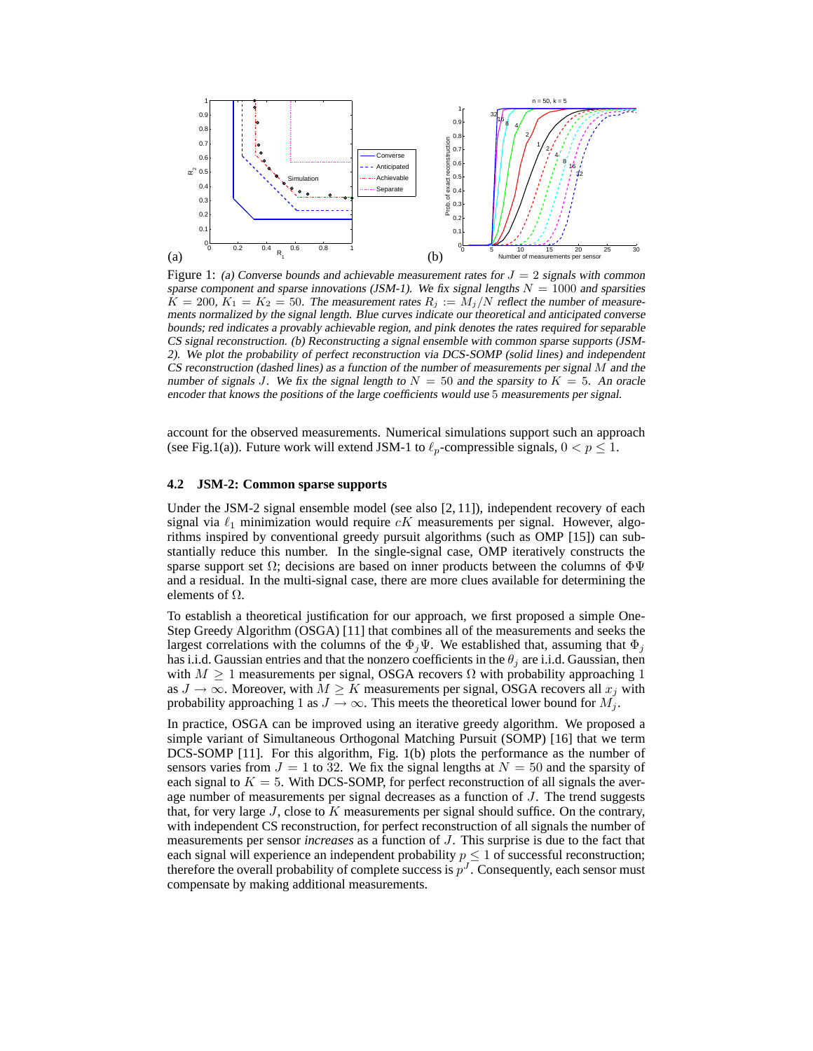(a) (b)

Figure 1: *(a) Converse bounds and achievable measurement rates for $J = 2$ signals with common sparse component and sparse innovations (JSM-1). We fix signal lengths $N = 1000$ and sparsities $K = 200$, $K_1 = K_2 = 50$. The measurement rates $R_j := M_j/N$ reflect the number of measurements normalized by the signal length. Blue curves indicate our theoretical and anticipated converse bounds; red indicates a provably achievable region, and pink denotes the rates required for separable CS signal reconstruction. (b) Reconstructing a signal ensemble with common sparse supports (JSM-2). We plot the probability of perfect reconstruction via DCS-SOMP (solid lines) and independent CS reconstruction (dashed lines) as a function of the number of measurements per signal $M$ and the number of signals $J$. We fix the signal length to $N = 50$ and the sparsity to $K = 5$. An oracle encoder that knows the positions of the large coefficients would use 5 measurements per signal.*

account for the observed measurements. Numerical simulations support such an approach (see Fig.1(a)). Future work will extend JSM-1 to $\ell_p$-compressible signals, $0 < p \leq 1$.

### 4.2 JSM-2: Common sparse supports

Under the JSM-2 signal ensemble model (see also [2, 11]), independent recovery of each signal via $\ell_1$ minimization would require $cK$ measurements per signal. However, algorithms inspired by conventional greedy pursuit algorithms (such as OMP [15]) can substantially reduce this number. In the single-signal case, OMP iteratively constructs the sparse support set $\Omega$; decisions are based on inner products between the columns of $\Phi\Psi$ and a residual. In the multi-signal case, there are more clues available for determining the elements of $\Omega$.

To establish a theoretical justification for our approach, we first proposed a simple One-Step Greedy Algorithm (OSGA) [11] that combines all of the measurements and seeks the largest correlations with the columns of the $\Phi_j\Psi$. We established that, assuming that $\Phi_j$ has i.i.d. Gaussian entries and that the nonzero coefficients in the $\theta_j$ are i.i.d. Gaussian, then with $M \geq 1$ measurements per signal, OSGA recovers $\Omega$ with probability approaching 1 as $J \to \infty$. Moreover, with $M \geq K$ measurements per signal, OSGA recovers all $x_j$ with probability approaching 1 as $J \to \infty$. This meets the theoretical lower bound for $M_j$.

In practice, OSGA can be improved using an iterative greedy algorithm. We proposed a simple variant of Simultaneous Orthogonal Matching Pursuit (SOMP) [16] that we term DCS-SOMP [11]. For this algorithm, Fig. 1(b) plots the performance as the number of sensors varies from $J = 1$ to 32. We fix the signal lengths at $N = 50$ and the sparsity of each signal to $K = 5$. With DCS-SOMP, for perfect reconstruction of all signals the average number of measurements per signal decreases as a function of $J$. The trend suggests that, for very large $J$, close to $K$ measurements per signal should suffice. On the contrary, with independent CS reconstruction, for perfect reconstruction of all signals the number of measurements per sensor *increases* as a function of $J$. This surprise is due to the fact that each signal will experience an independent probability $p \leq 1$ of successful reconstruction; therefore the overall probability of complete success is $p^J$. Consequently, each sensor must compensate by making additional measurements.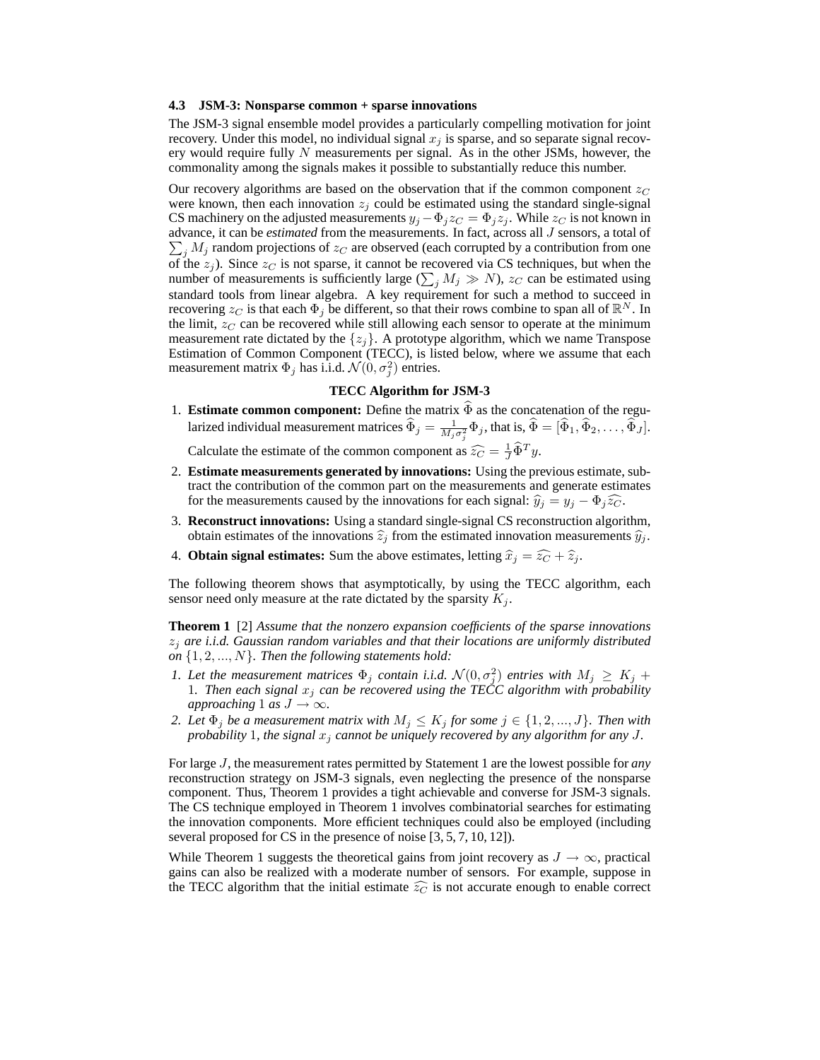### 4.3 JSM-3: Nonsparse common + sparse innovations

The JSM-3 signal ensemble model provides a particularly compelling motivation for joint recovery. Under this model, no individual signal $x_j$ is sparse, and so separate signal recovery would require fully $N$ measurements per signal. As in the other JSMs, however, the commonality among the signals makes it possible to substantially reduce this number.

Our recovery algorithms are based on the observation that if the common component $z_C$ were known, then each innovation $z_j$ could be estimated using the standard single-signal CS machinery on the adjusted measurements $y_j - \Phi_j z_C = \Phi_j z_j$. While $z_C$ is not known in advance, it can be *estimated* from the measurements. In fact, across all $J$ sensors, a total of $\sum_j M_j$ random projections of $z_C$ are observed (each corrupted by a contribution from one of the $z_j$). Since $z_C$ is not sparse, it cannot be recovered via CS techniques, but when the number of measurements is sufficiently large ($\sum_j M_j \gg N$), $z_C$ can be estimated using standard tools from linear algebra. A key requirement for such a method to succeed in recovering $z_C$ is that each $\Phi_j$ be different, so that their rows combine to span all of $\mathbb{R}^N$. In the limit, $z_C$ can be recovered while still allowing each sensor to operate at the minimum measurement rate dictated by the $\{z_j\}$. A prototype algorithm, which we name Transpose Estimation of Common Component (TECC), is listed below, where we assume that each measurement matrix $\Phi_j$ has i.i.d. $\mathcal{N}(0, \sigma_j^2)$ entries.

**TECC Algorithm for JSM-3**

1. **Estimate common component:** Define the matrix $\widehat{\Phi}$ as the concatenation of the regularized individual measurement matrices $\widehat{\Phi}_j = \frac{1}{M_j \sigma_j^2}\Phi_j$, that is, $\widehat{\Phi} = [\widehat{\Phi}_1, \widehat{\Phi}_2, \ldots, \widehat{\Phi}_J]$. Calculate the estimate of the common component as $\widehat{z_C} = \frac{1}{J}\widehat{\Phi}^T y$.
2. **Estimate measurements generated by innovations:** Using the previous estimate, subtract the contribution of the common part on the measurements and generate estimates for the measurements caused by the innovations for each signal: $\widehat{y}_j = y_j - \Phi_j \widehat{z_C}$.
3. **Reconstruct innovations:** Using a standard single-signal CS reconstruction algorithm, obtain estimates of the innovations $\widehat{z}_j$ from the estimated innovation measurements $\widehat{y}_j$.
4. **Obtain signal estimates:** Sum the above estimates, letting $\widehat{x}_j = \widehat{z_C} + \widehat{z}_j$.

The following theorem shows that asymptotically, by using the TECC algorithm, each sensor need only measure at the rate dictated by the sparsity $K_j$.

**Theorem 1** [2] *Assume that the nonzero expansion coefficients of the sparse innovations $z_j$ are i.i.d. Gaussian random variables and that their locations are uniformly distributed on $\{1, 2, ..., N\}$. Then the following statements hold:*

1. *Let the measurement matrices $\Phi_j$ contain i.i.d. $\mathcal{N}(0, \sigma_j^2)$ entries with $M_j \geq K_j + 1$. Then each signal $x_j$ can be recovered using the TECC algorithm with probability approaching 1 as $J \to \infty$.*
2. *Let $\Phi_j$ be a measurement matrix with $M_j \leq K_j$ for some $j \in \{1, 2, ..., J\}$. Then with probability 1, the signal $x_j$ cannot be uniquely recovered by any algorithm for any $J$.*

For large $J$, the measurement rates permitted by Statement 1 are the lowest possible for *any* reconstruction strategy on JSM-3 signals, even neglecting the presence of the nonsparse component. Thus, Theorem 1 provides a tight achievable and converse for JSM-3 signals. The CS technique employed in Theorem 1 involves combinatorial searches for estimating the innovation components. More efficient techniques could also be employed (including several proposed for CS in the presence of noise [3, 5, 7, 10, 12]).

While Theorem 1 suggests the theoretical gains from joint recovery as $J \to \infty$, practical gains can also be realized with a moderate number of sensors. For example, suppose in the TECC algorithm that the initial estimate $\widehat{z_C}$ is not accurate enough to enable correct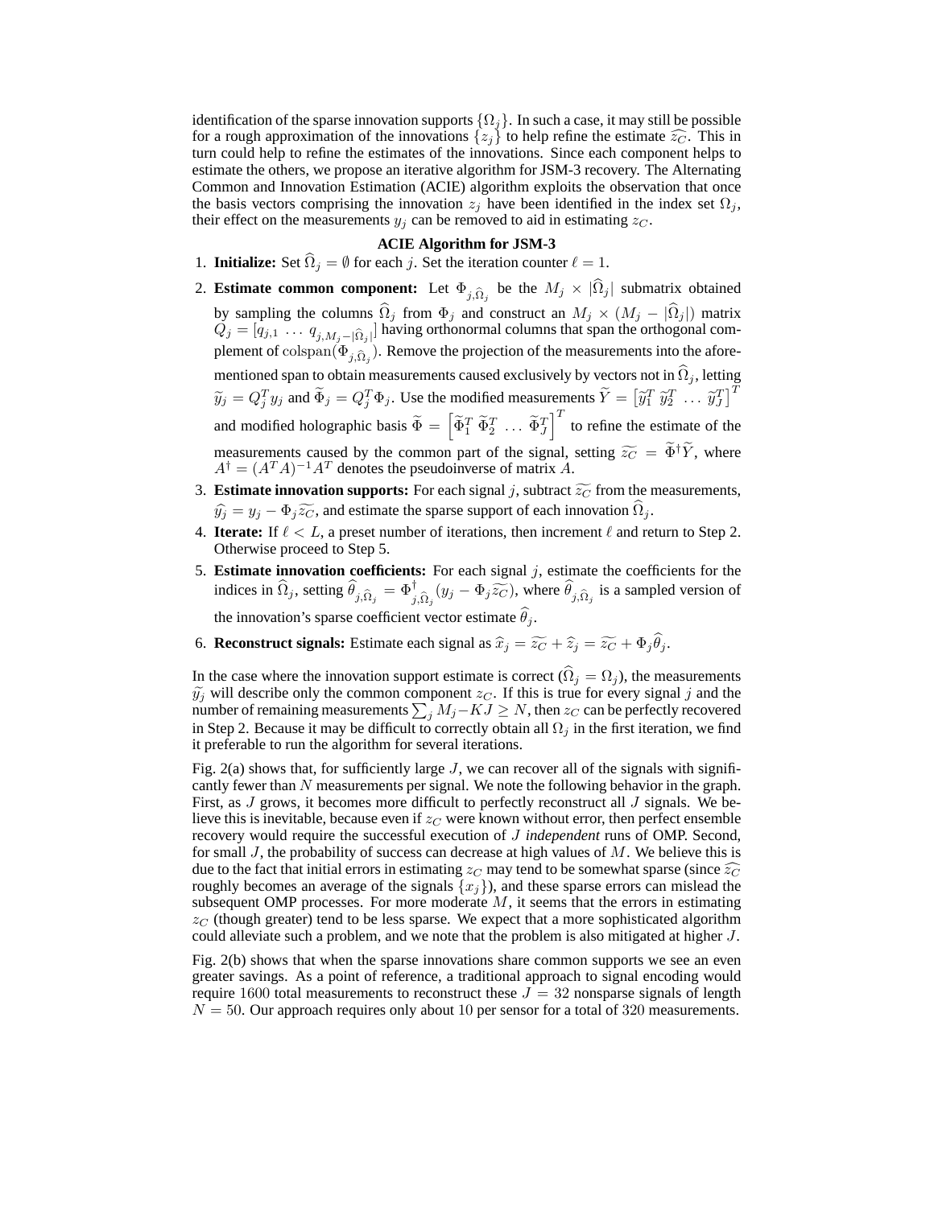identification of the sparse innovation supports $\{\Omega_j\}$. In such a case, it may still be possible for a rough approximation of the innovations $\{z_j\}$ to help refine the estimate $\widehat{z_C}$. This in turn could help to refine the estimates of the innovations. Since each component helps to estimate the others, we propose an iterative algorithm for JSM-3 recovery. The Alternating Common and Innovation Estimation (ACIE) algorithm exploits the observation that once the basis vectors comprising the innovation $z_j$ have been identified in the index set $\Omega_j$, their effect on the measurements $y_j$ can be removed to aid in estimating $z_C$.

**ACIE Algorithm for JSM-3**

1. **Initialize:** Set $\widehat{\Omega}_j = \emptyset$ for each $j$. Set the iteration counter $\ell = 1$.
2. **Estimate common component:** Let $\Phi_{j,\widehat{\Omega}_j}$ be the $M_j \times |\widehat{\Omega}_j|$ submatrix obtained by sampling the columns $\widehat{\Omega}_j$ from $\Phi_j$ and construct an $M_j \times (M_j - |\widehat{\Omega}_j|)$ matrix $Q_j = [q_{j,1} \ \ldots \ q_{j,M_j - |\widehat{\Omega}_j|}]$ having orthonormal columns that span the orthogonal complement of $\mathrm{colspan}(\Phi_{j,\widehat{\Omega}_j})$. Remove the projection of the measurements into the aforementioned span to obtain measurements caused exclusively by vectors not in $\widehat{\Omega}_j$, letting $\widetilde{y}_j = Q_j^T y_j$ and $\widetilde{\Phi}_j = Q_j^T \Phi_j$. Use the modified measurements $\widetilde{Y} = \left[\widetilde{y}_1^T \ \widetilde{y}_2^T \ \ldots \ \widetilde{y}_J^T\right]^T$ and modified holographic basis $\widetilde{\Phi} = \left[\widetilde{\Phi}_1^T \ \widetilde{\Phi}_2^T \ \ldots \ \widetilde{\Phi}_J^T\right]^T$ to refine the estimate of the measurements caused by the common part of the signal, setting $\widetilde{z_C} = \widetilde{\Phi}^\dagger \widetilde{Y}$, where $A^\dagger = (A^T A)^{-1} A^T$ denotes the pseudoinverse of matrix $A$.
3. **Estimate innovation supports:** For each signal $j$, subtract $\widetilde{z_C}$ from the measurements, $\widehat{y_j} = y_j - \Phi_j \widetilde{z_C}$, and estimate the sparse support of each innovation $\widehat{\Omega}_j$.
4. **Iterate:** If $\ell < L$, a preset number of iterations, then increment $\ell$ and return to Step 2. Otherwise proceed to Step 5.
5. **Estimate innovation coefficients:** For each signal $j$, estimate the coefficients for the indices in $\widehat{\Omega}_j$, setting $\widehat{\theta}_{j,\widehat{\Omega}_j} = \Phi_{j,\widehat{\Omega}_j}^\dagger (y_j - \Phi_j \widetilde{z_C})$, where $\widehat{\theta}_{j,\widehat{\Omega}_j}$ is a sampled version of the innovation's sparse coefficient vector estimate $\widehat{\theta}_j$.
6. **Reconstruct signals:** Estimate each signal as $\widehat{x}_j = \widetilde{z_C} + \widehat{z}_j = \widetilde{z_C} + \Phi_j \widehat{\theta}_j$.

In the case where the innovation support estimate is correct ($\widehat{\Omega}_j = \Omega_j$), the measurements $\widetilde{y_j}$ will describe only the common component $z_C$. If this is true for every signal $j$ and the number of remaining measurements $\sum_j M_j - KJ \geq N$, then $z_C$ can be perfectly recovered in Step 2. Because it may be difficult to correctly obtain all $\Omega_j$ in the first iteration, we find it preferable to run the algorithm for several iterations.

Fig. 2(a) shows that, for sufficiently large $J$, we can recover all of the signals with significantly fewer than $N$ measurements per signal. We note the following behavior in the graph. First, as $J$ grows, it becomes more difficult to perfectly reconstruct all $J$ signals. We believe this is inevitable, because even if $z_C$ were known without error, then perfect ensemble recovery would require the successful execution of $J$ *independent* runs of OMP. Second, for small $J$, the probability of success can decrease at high values of $M$. We believe this is due to the fact that initial errors in estimating $z_C$ may tend to be somewhat sparse (since $\widehat{z_C}$ roughly becomes an average of the signals $\{x_j\}$), and these sparse errors can mislead the subsequent OMP processes. For more moderate $M$, it seems that the errors in estimating $z_C$ (though greater) tend to be less sparse. We expect that a more sophisticated algorithm could alleviate such a problem, and we note that the problem is also mitigated at higher $J$.

Fig. 2(b) shows that when the sparse innovations share common supports we see an even greater savings. As a point of reference, a traditional approach to signal encoding would require 1600 total measurements to reconstruct these $J = 32$ nonsparse signals of length $N = 50$. Our approach requires only about 10 per sensor for a total of 320 measurements.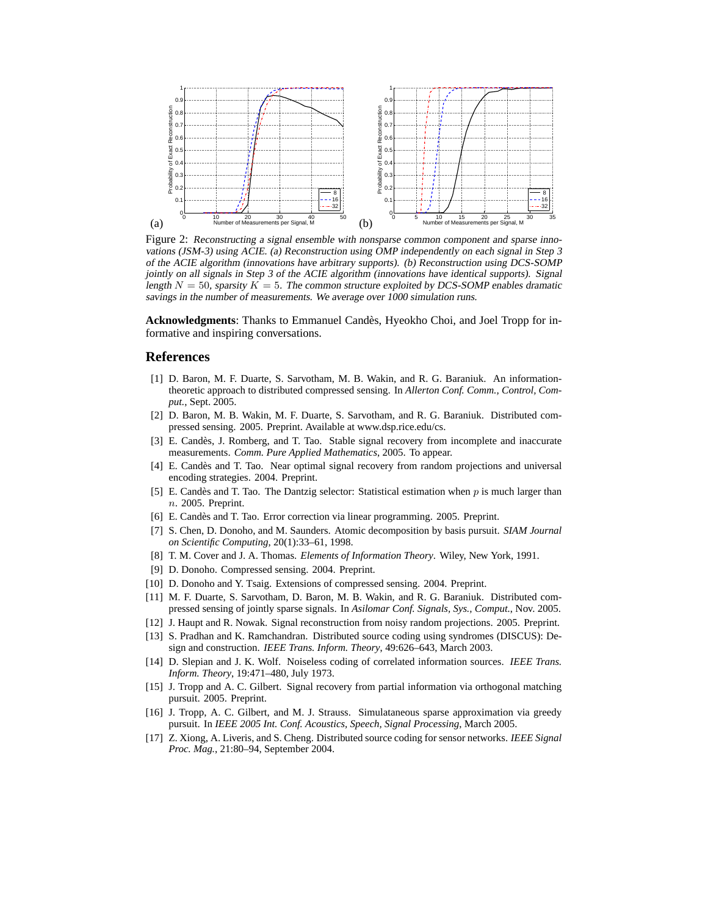(a)

1
0.9
0.8
0.7
0.6
0.5
0.4
0.3
0.2
0.1
0

Probability of Exact Reconstruction

0 10 20 30 40 50

Number of Measurements per Signal, M

8
16
32

(b)

1
0.9
0.8
0.7
0.6
0.5
0.4
0.3
0.2
0.1
0

Probability of Exact Reconstruction

0 5 10 15 20 25 30 35

Number of Measurements per Signal, M

8
16
32

Figure 2: *Reconstructing a signal ensemble with nonsparse common component and sparse innovations (JSM-3) using ACIE. (a) Reconstruction using OMP independently on each signal in Step 3 of the ACIE algorithm (innovations have arbitrary supports). (b) Reconstruction using DCS-SOMP jointly on all signals in Step 3 of the ACIE algorithm (innovations have identical supports). Signal length $N = 50$, sparsity $K = 5$. The common structure exploited by DCS-SOMP enables dramatic savings in the number of measurements. We average over 1000 simulation runs.*

**Acknowledgments**: Thanks to Emmanuel Candès, Hyeokho Choi, and Joel Tropp for informative and inspiring conversations.

## References

[1] D. Baron, M. F. Duarte, S. Sarvotham, M. B. Wakin, and R. G. Baraniuk. An information-theoretic approach to distributed compressed sensing. In *Allerton Conf. Comm., Control, Comput.*, Sept. 2005.

[2] D. Baron, M. B. Wakin, M. F. Duarte, S. Sarvotham, and R. G. Baraniuk. Distributed compressed sensing. 2005. Preprint. Available at www.dsp.rice.edu/cs.

[3] E. Candès, J. Romberg, and T. Tao. Stable signal recovery from incomplete and inaccurate measurements. *Comm. Pure Applied Mathematics*, 2005. To appear.

[4] E. Candès and T. Tao. Near optimal signal recovery from random projections and universal encoding strategies. 2004. Preprint.

[5] E. Candès and T. Tao. The Dantzig selector: Statistical estimation when $p$ is much larger than $n$. 2005. Preprint.

[6] E. Candès and T. Tao. Error correction via linear programming. 2005. Preprint.

[7] S. Chen, D. Donoho, and M. Saunders. Atomic decomposition by basis pursuit. *SIAM Journal on Scientific Computing*, 20(1):33–61, 1998.

[8] T. M. Cover and J. A. Thomas. *Elements of Information Theory*. Wiley, New York, 1991.

[9] D. Donoho. Compressed sensing. 2004. Preprint.

[10] D. Donoho and Y. Tsaig. Extensions of compressed sensing. 2004. Preprint.

[11] M. F. Duarte, S. Sarvotham, D. Baron, M. B. Wakin, and R. G. Baraniuk. Distributed compressed sensing of jointly sparse signals. In *Asilomar Conf. Signals, Sys., Comput.*, Nov. 2005.

[12] J. Haupt and R. Nowak. Signal reconstruction from noisy random projections. 2005. Preprint.

[13] S. Pradhan and K. Ramchandran. Distributed source coding using syndromes (DISCUS): Design and construction. *IEEE Trans. Inform. Theory*, 49:626–643, March 2003.

[14] D. Slepian and J. K. Wolf. Noiseless coding of correlated information sources. *IEEE Trans. Inform. Theory*, 19:471–480, July 1973.

[15] J. Tropp and A. C. Gilbert. Signal recovery from partial information via orthogonal matching pursuit. 2005. Preprint.

[16] J. Tropp, A. C. Gilbert, and M. J. Strauss. Simulataneous sparse approximation via greedy pursuit. In *IEEE 2005 Int. Conf. Acoustics, Speech, Signal Processing*, March 2005.

[17] Z. Xiong, A. Liveris, and S. Cheng. Distributed source coding for sensor networks. *IEEE Signal Proc. Mag.*, 21:80–94, September 2004.